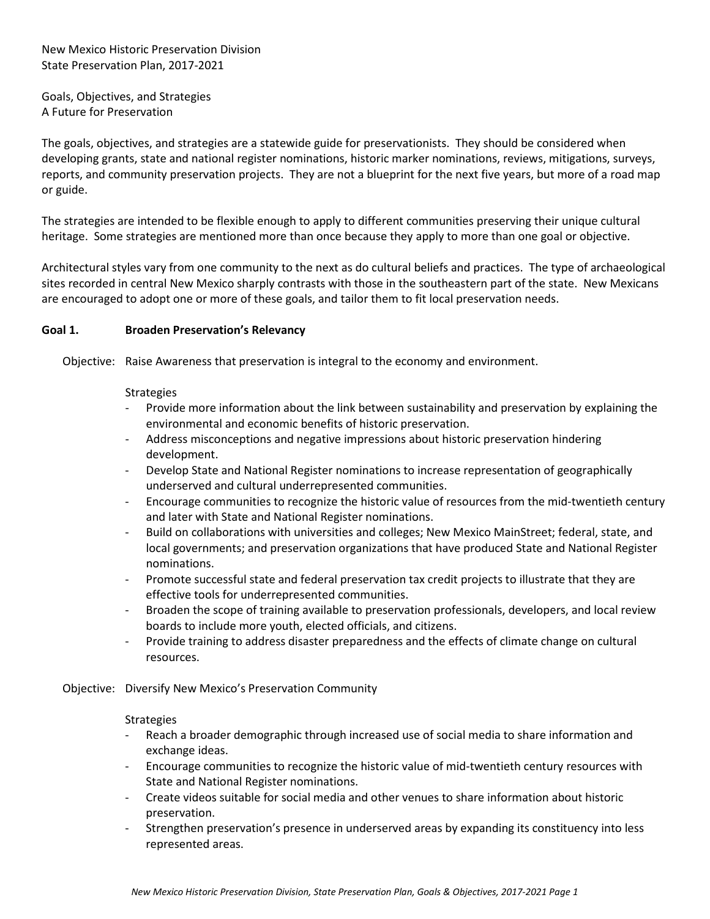New Mexico Historic Preservation Division
State Preservation Plan, 2017-2021

Goals, Objectives, and Strategies
A Future for Preservation

The goals, objectives, and strategies are a statewide guide for preservationists. They should be considered when developing grants, state and national register nominations, historic marker nominations, reviews, mitigations, surveys, reports, and community preservation projects. They are not a blueprint for the next five years, but more of a road map or guide.

The strategies are intended to be flexible enough to apply to different communities preserving their unique cultural heritage. Some strategies are mentioned more than once because they apply to more than one goal or objective.

Architectural styles vary from one community to the next as do cultural beliefs and practices. The type of archaeological sites recorded in central New Mexico sharply contrasts with those in the southeastern part of the state. New Mexicans are encouraged to adopt one or more of these goals, and tailor them to fit local preservation needs.

**Goal 1. Broaden Preservation's Relevancy**

Objective: Raise Awareness that preservation is integral to the economy and environment.

Strategies

- Provide more information about the link between sustainability and preservation by explaining the environmental and economic benefits of historic preservation.
- Address misconceptions and negative impressions about historic preservation hindering development.
- Develop State and National Register nominations to increase representation of geographically underserved and cultural underrepresented communities.
- Encourage communities to recognize the historic value of resources from the mid-twentieth century and later with State and National Register nominations.
- Build on collaborations with universities and colleges; New Mexico MainStreet; federal, state, and local governments; and preservation organizations that have produced State and National Register nominations.
- Promote successful state and federal preservation tax credit projects to illustrate that they are effective tools for underrepresented communities.
- Broaden the scope of training available to preservation professionals, developers, and local review boards to include more youth, elected officials, and citizens.
- Provide training to address disaster preparedness and the effects of climate change on cultural resources.

Objective: Diversify New Mexico's Preservation Community

Strategies

- Reach a broader demographic through increased use of social media to share information and exchange ideas.
- Encourage communities to recognize the historic value of mid-twentieth century resources with State and National Register nominations.
- Create videos suitable for social media and other venues to share information about historic preservation.
- Strengthen preservation's presence in underserved areas by expanding its constituency into less represented areas.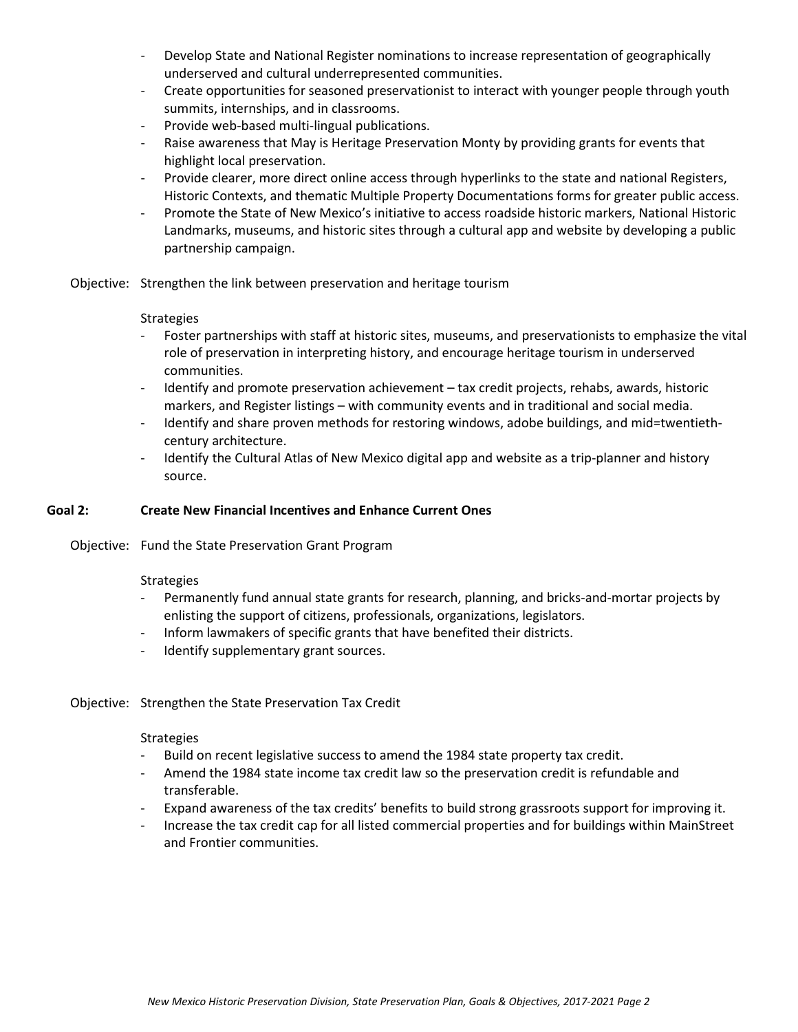- Develop State and National Register nominations to increase representation of geographically underserved and cultural underrepresented communities.
- Create opportunities for seasoned preservationist to interact with younger people through youth summits, internships, and in classrooms.
- Provide web-based multi-lingual publications.
- Raise awareness that May is Heritage Preservation Monty by providing grants for events that highlight local preservation.
- Provide clearer, more direct online access through hyperlinks to the state and national Registers, Historic Contexts, and thematic Multiple Property Documentations forms for greater public access.
- Promote the State of New Mexico's initiative to access roadside historic markers, National Historic Landmarks, museums, and historic sites through a cultural app and website by developing a public partnership campaign.

Objective: Strengthen the link between preservation and heritage tourism

Strategies

- Foster partnerships with staff at historic sites, museums, and preservationists to emphasize the vital role of preservation in interpreting history, and encourage heritage tourism in underserved communities.
- Identify and promote preservation achievement – tax credit projects, rehabs, awards, historic markers, and Register listings – with community events and in traditional and social media.
- Identify and share proven methods for restoring windows, adobe buildings, and mid=twentieth-century architecture.
- Identify the Cultural Atlas of New Mexico digital app and website as a trip-planner and history source.

**Goal 2: Create New Financial Incentives and Enhance Current Ones**

Objective: Fund the State Preservation Grant Program

Strategies

- Permanently fund annual state grants for research, planning, and bricks-and-mortar projects by enlisting the support of citizens, professionals, organizations, legislators.
- Inform lawmakers of specific grants that have benefited their districts.
- Identify supplementary grant sources.

Objective: Strengthen the State Preservation Tax Credit

Strategies

- Build on recent legislative success to amend the 1984 state property tax credit.
- Amend the 1984 state income tax credit law so the preservation credit is refundable and transferable.
- Expand awareness of the tax credits' benefits to build strong grassroots support for improving it.
- Increase the tax credit cap for all listed commercial properties and for buildings within MainStreet and Frontier communities.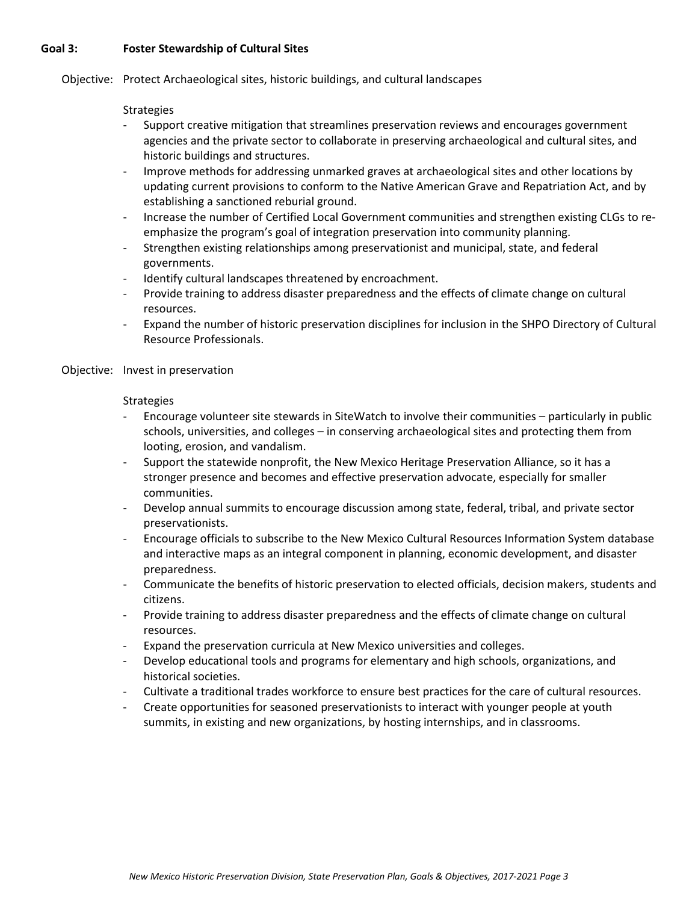**Goal 3: Foster Stewardship of Cultural Sites**

Objective: Protect Archaeological sites, historic buildings, and cultural landscapes

Strategies

- Support creative mitigation that streamlines preservation reviews and encourages government agencies and the private sector to collaborate in preserving archaeological and cultural sites, and historic buildings and structures.
- Improve methods for addressing unmarked graves at archaeological sites and other locations by updating current provisions to conform to the Native American Grave and Repatriation Act, and by establishing a sanctioned reburial ground.
- Increase the number of Certified Local Government communities and strengthen existing CLGs to re-emphasize the program's goal of integration preservation into community planning.
- Strengthen existing relationships among preservationist and municipal, state, and federal governments.
- Identify cultural landscapes threatened by encroachment.
- Provide training to address disaster preparedness and the effects of climate change on cultural resources.
- Expand the number of historic preservation disciplines for inclusion in the SHPO Directory of Cultural Resource Professionals.

Objective: Invest in preservation

Strategies

- Encourage volunteer site stewards in SiteWatch to involve their communities – particularly in public schools, universities, and colleges – in conserving archaeological sites and protecting them from looting, erosion, and vandalism.
- Support the statewide nonprofit, the New Mexico Heritage Preservation Alliance, so it has a stronger presence and becomes and effective preservation advocate, especially for smaller communities.
- Develop annual summits to encourage discussion among state, federal, tribal, and private sector preservationists.
- Encourage officials to subscribe to the New Mexico Cultural Resources Information System database and interactive maps as an integral component in planning, economic development, and disaster preparedness.
- Communicate the benefits of historic preservation to elected officials, decision makers, students and citizens.
- Provide training to address disaster preparedness and the effects of climate change on cultural resources.
- Expand the preservation curricula at New Mexico universities and colleges.
- Develop educational tools and programs for elementary and high schools, organizations, and historical societies.
- Cultivate a traditional trades workforce to ensure best practices for the care of cultural resources.
- Create opportunities for seasoned preservationists to interact with younger people at youth summits, in existing and new organizations, by hosting internships, and in classrooms.